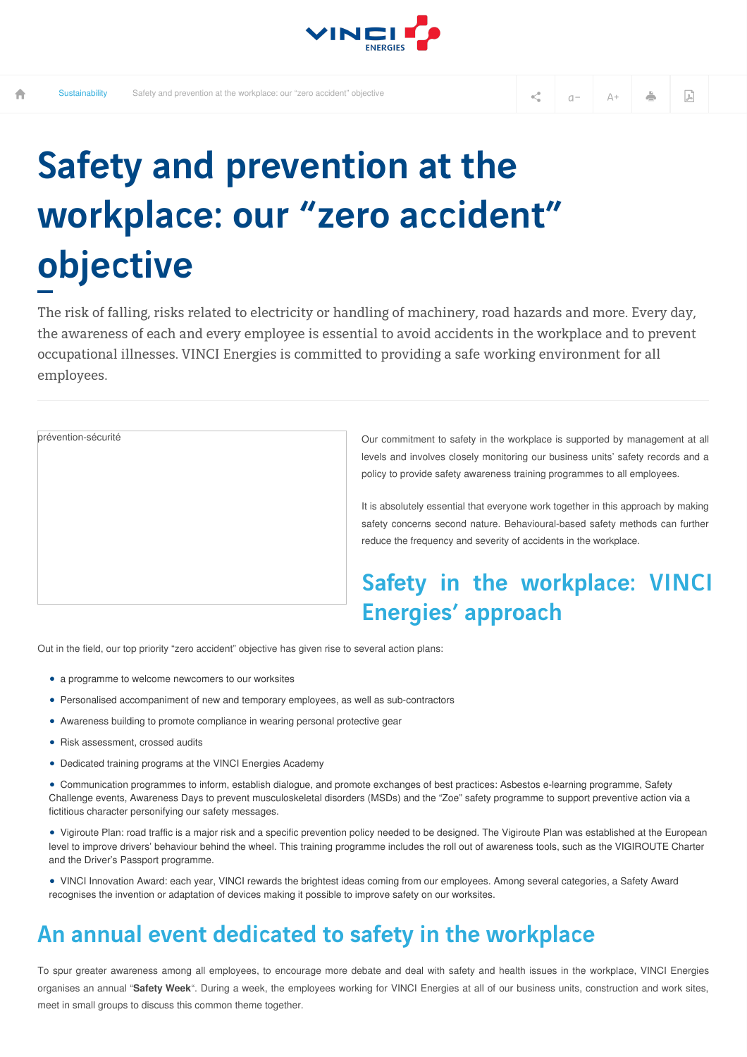Sustainability    Safety and prevention at the workplace: our "zero accident" objective

# Safety and prevention at the workplace: our "zero accident" objective

The risk of falling, risks related to electricity or handling of machinery, road hazards and more. Every day, the awareness of each and every employee is essential to avoid accidents in the workplace and to prevent occupational illnesses. VINCI Energies is committed to providing a safe working environment for all employees.

prévention-sécurité

Our commitment to safety in the workplace is supported by management at all levels and involves closely monitoring our business units' safety records and a policy to provide safety awareness training programmes to all employees.

It is absolutely essential that everyone work together in this approach by making safety concerns second nature. Behavioural-based safety methods can further reduce the frequency and severity of accidents in the workplace.

## Safety in the workplace: VINCI Energies' approach

Out in the field, our top priority "zero accident" objective has given rise to several action plans:

- a programme to welcome newcomers to our worksites
- Personalised accompaniment of new and temporary employees, as well as sub-contractors
- Awareness building to promote compliance in wearing personal protective gear
- Risk assessment, crossed audits
- Dedicated training programs at the VINCI Energies Academy
- Communication programmes to inform, establish dialogue, and promote exchanges of best practices: Asbestos e-learning programme, Safety Challenge events, Awareness Days to prevent musculoskeletal disorders (MSDs) and the "Zoe" safety programme to support preventive action via a fictitious character personifying our safety messages.
- Vigiroute Plan: road traffic is a major risk and a specific prevention policy needed to be designed. The Vigiroute Plan was established at the European level to improve drivers' behaviour behind the wheel. This training programme includes the roll out of awareness tools, such as the VIGIROUTE Charter and the Driver's Passport programme.
- VINCI Innovation Award: each year, VINCI rewards the brightest ideas coming from our employees. Among several categories, a Safety Award recognises the invention or adaptation of devices making it possible to improve safety on our worksites.

## An annual event dedicated to safety in the workplace

To spur greater awareness among all employees, to encourage more debate and deal with safety and health issues in the workplace, VINCI Energies organises an annual "**Safety Week**". During a week, the employees working for VINCI Energies at all of our business units, construction and work sites, meet in small groups to discuss this common theme together.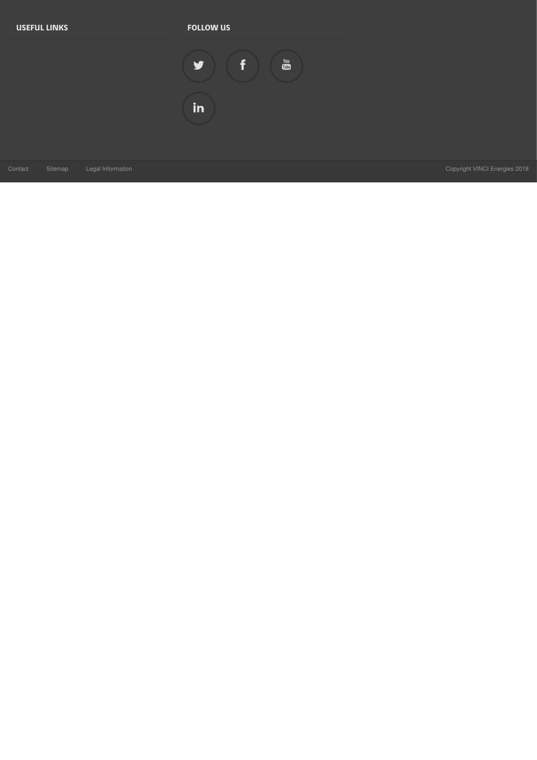## USEFUL LINKS

## FOLLOW US

Contact Sitemap Legal Information

Copyright VINCI Energies 2018